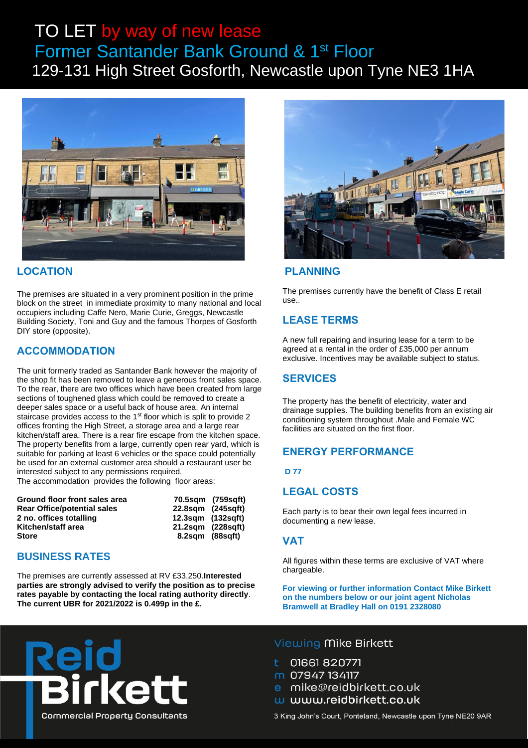# TO LET by way of new lease

## Former Santander Bank Ground & 1st Floor

## 129-131 High Street Gosforth, Newcastle upon Tyne NE3 1HA

## LOCATION

The premises are situated in a very prominent position in the prime block on the street in immediate proximity to many national and local occupiers including Caffe Nero, Marie Curie, Greggs, Newcastle Building Society, Toni and Guy and the famous Thorpes of Gosforth DIY store (opposite).

## ACCOMMODATION

The unit formerly traded as Santander Bank however the majority of the shop fit has been removed to leave a generous front sales space. To the rear, there are two offices which have been created from large sections of toughened glass which could be removed to create a deeper sales space or a useful back of house area. An internal staircase provides access to the 1st floor which is split to provide 2 offices fronting the High Street, a storage area and a large rear kitchen/staff area. There is a rear fire escape from the kitchen space. The property benefits from a large, currently open rear yard, which is suitable for parking at least 6 vehicles or the space could potentially be used for an external customer area should a restaurant user be interested subject to any permissions required.

The accommodation provides the following floor areas:

| | |
|---|---|
| **Ground floor front sales area** | **70.5sqm (759sqft)** |
| **Rear Office/potential sales** | **22.8sqm (245sqft)** |
| **2 no. offices totalling** | **12.3sqm (132sqft)** |
| **Kitchen/staff area** | **21.2sqm (228sqft)** |
| **Store** | **8.2sqm (88sqft)** |

## BUSINESS RATES

The premises are currently assessed at RV £33,250.**Interested parties are strongly advised to verify the position as to precise rates payable by contacting the local rating authority directly**. **The current UBR for 2021/2022 is 0.499p in the £.**

## PLANNING

The premises currently have the benefit of Class E retail use..

## LEASE TERMS

A new full repairing and insuring lease for a term to be agreed at a rental in the order of £35,000 per annum exclusive. Incentives may be available subject to status.

## SERVICES

The property has the benefit of electricity, water and drainage supplies. The building benefits from an existing air conditioning system throughout .Male and Female WC facilities are situated on the first floor.

## ENERGY PERFORMANCE

**D 77**

## LEGAL COSTS

Each party is to bear their own legal fees incurred in documenting a new lease.

## VAT

All figures within these terms are exclusive of VAT where chargeable.

**For viewing or further information Contact Mike Birkett on the numbers below or our joint agent Nicholas Bramwell at Bradley Hall on 0191 2328080**

Reid Birkett
Commercial Property Consultants

Viewing Mike Birkett

t 01661 820771
m 07947 134117
e mike@reidbirkett.co.uk
w www.reidbirkett.co.uk

3 King John's Court, Ponteland, Newcastle upon Tyne NE20 9AR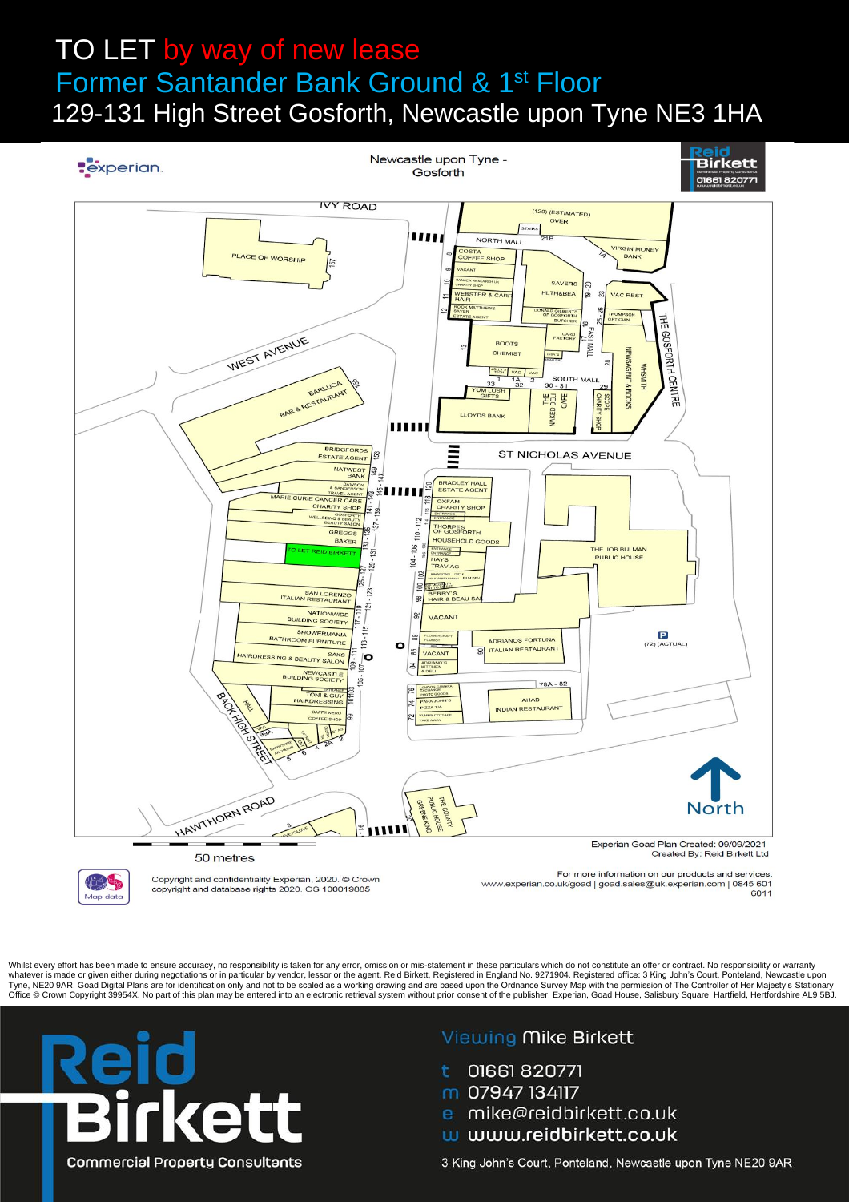# TO LET by way of new lease

## Former Santander Bank Ground & 1st Floor

## 129-131 High Street Gosforth, Newcastle upon Tyne NE3 1HA

experian.

Newcastle upon Tyne - Gosforth

Reid Birkett 01661 820771

IVY ROAD
PLACE OF WORSHIP
WEST AVENUE
BARLUGA BAR & RESTAURANT
NORTH MALL
COSTA COFFEE SHOP
VIRGIN MONEY BANK
SAVERS
HLTH&BEA
VAC REST
BOOTS CHEMIST
SOUTH MALL
LLOYDS BANK
THE GOSFORTH CENTRE
ST NICHOLAS AVENUE
BRIDGFORDS ESTATE AGENT
NATWEST BANK
MARIE CURIE CANCER CARE CHARITY SHOP
GREGGS BAKER
TO LET REID BIRKETT
BRADLEY HALL ESTATE AGENT
OXFAM CHARITY SHOP
THORPES OF GOSFORTH HOUSEHOLD GOODS
HAYS TRAV AG
THE JOB BULMAN PUBLIC HOUSE
SAN LORENZO ITALIAN RESTAURANT
NATIONWIDE BUILDING SOCIETY
SHOWERMANIA BATHROOM FURNITURE
SAKS HAIRDRESSING & BEAUTY SALON
NEWCASTLE BUILDING SOCIETY
TONI & GUY HAIRDRESSING
ADRIANOS FORTUNA ITALIAN RESTAURANT
AHAD INDIAN RESTAURANT
BACK HIGH STREET
HAWTHORN ROAD
THE COUNTY PUBLIC HOUSE GREENE KING
North

50 metres

Experian Goad Plan Created: 09/09/2021
Created By: Reid Birkett Ltd

Copyright and confidentiality Experian, 2020. © Crown copyright and database rights 2020. OS 100019885

For more information on our products and services: www.experian.co.uk/goad | goad.sales@uk.experian.com | 0845 601 6011

Whilst every effort has been made to ensure accuracy, no responsibility is taken for any error, omission or mis-statement in these particulars which do not constitute an offer or contract. No responsibility or warranty whatever is made or given either during negotiations or in particular by vendor, lessor or the agent. Reid Birkett, Registered in England No. 9271904. Registered office: 3 King John's Court, Ponteland, Newcastle upon Tyne, NE20 9AR. Goad Digital Plans are for identification only and not to be scaled as a working drawing and are based upon the Ordnance Survey Map with the permission of The Controller of Her Majesty's Stationary Office © Crown Copyright 39954X. No part of this plan may be entered into an electronic retrieval system without prior consent of the publisher. Experian, Goad House, Salisbury Square, Hartfield, Hertfordshire AL9 5BJ.

Reid Birkett
Commercial Property Consultants

Viewing Mike Birkett

t 01661 820771
m 07947 134117
e mike@reidbirkett.co.uk
w www.reidbirkett.co.uk

3 King John's Court, Ponteland, Newcastle upon Tyne NE20 9AR